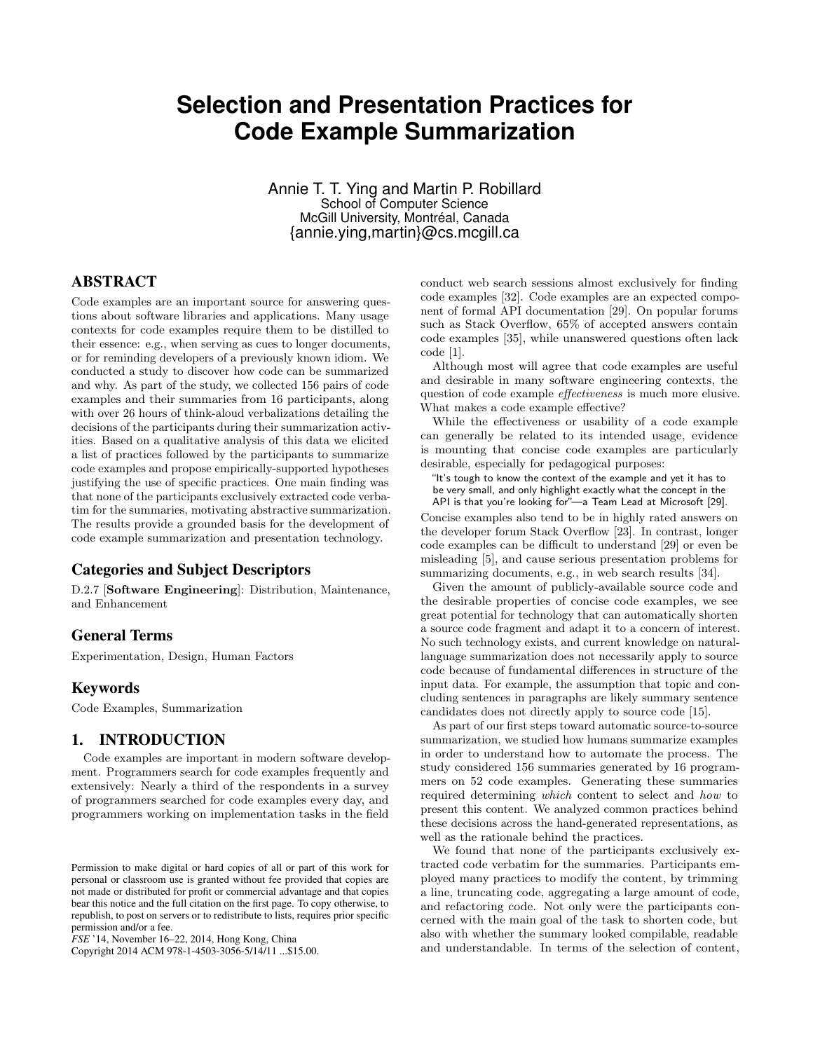# Selection and Presentation Practices for Code Example Summarization

Annie T. T. Ying and Martin P. Robillard
School of Computer Science
McGill University, Montréal, Canada
{annie.ying,martin}@cs.mcgill.ca

## ABSTRACT

Code examples are an important source for answering questions about software libraries and applications. Many usage contexts for code examples require them to be distilled to their essence: e.g., when serving as cues to longer documents, or for reminding developers of a previously known idiom. We conducted a study to discover how code can be summarized and why. As part of the study, we collected 156 pairs of code examples and their summaries from 16 participants, along with over 26 hours of think-aloud verbalizations detailing the decisions of the participants during their summarization activities. Based on a qualitative analysis of this data we elicited a list of practices followed by the participants to summarize code examples and propose empirically-supported hypotheses justifying the use of specific practices. One main finding was that none of the participants exclusively extracted code verbatim for the summaries, motivating abstractive summarization. The results provide a grounded basis for the development of code example summarization and presentation technology.

### Categories and Subject Descriptors

D.2.7 [**Software Engineering**]: Distribution, Maintenance, and Enhancement

### General Terms

Experimentation, Design, Human Factors

### Keywords

Code Examples, Summarization

## 1. INTRODUCTION

Code examples are important in modern software development. Programmers search for code examples frequently and extensively: Nearly a third of the respondents in a survey of programmers searched for code examples every day, and programmers working on implementation tasks in the field conduct web search sessions almost exclusively for finding code examples [32]. Code examples are an expected component of formal API documentation [29]. On popular forums such as Stack Overflow, 65% of accepted answers contain code examples [35], while unanswered questions often lack code [1].

Although most will agree that code examples are useful and desirable in many software engineering contexts, the question of code example *effectiveness* is much more elusive. What makes a code example effective?

While the effectiveness or usability of a code example can generally be related to its intended usage, evidence is mounting that concise code examples are particularly desirable, especially for pedagogical purposes:

> "It's tough to know the context of the example and yet it has to be very small, and only highlight exactly what the concept in the API is that you're looking for"—a Team Lead at Microsoft [29].

Concise examples also tend to be in highly rated answers on the developer forum Stack Overflow [23]. In contrast, longer code examples can be difficult to understand [29] or even be misleading [5], and cause serious presentation problems for summarizing documents, e.g., in web search results [34].

Given the amount of publicly-available source code and the desirable properties of concise code examples, we see great potential for technology that can automatically shorten a source code fragment and adapt it to a concern of interest. No such technology exists, and current knowledge on natural-language summarization does not necessarily apply to source code because of fundamental differences in structure of the input data. For example, the assumption that topic and concluding sentences in paragraphs are likely summary sentence candidates does not directly apply to source code [15].

As part of our first steps toward automatic source-to-source summarization, we studied how humans summarize examples in order to understand how to automate the process. The study considered 156 summaries generated by 16 programmers on 52 code examples. Generating these summaries required determining *which* content to select and *how* to present this content. We analyzed common practices behind these decisions across the hand-generated representations, as well as the rationale behind the practices.

We found that none of the participants exclusively extracted code verbatim for the summaries. Participants employed many practices to modify the content, by trimming a line, truncating code, aggregating a large amount of code, and refactoring code. Not only were the participants concerned with the main goal of the task to shorten code, but also with whether the summary looked compilable, readable and understandable. In terms of the selection of content,

Permission to make digital or hard copies of all or part of this work for personal or classroom use is granted without fee provided that copies are not made or distributed for profit or commercial advantage and that copies bear this notice and the full citation on the first page. To copy otherwise, to republish, to post on servers or to redistribute to lists, requires prior specific permission and/or a fee.
*FSE* '14, November 16–22, 2014, Hong Kong, China
Copyright 2014 ACM 978-1-4503-3056-5/14/11 ...$15.00.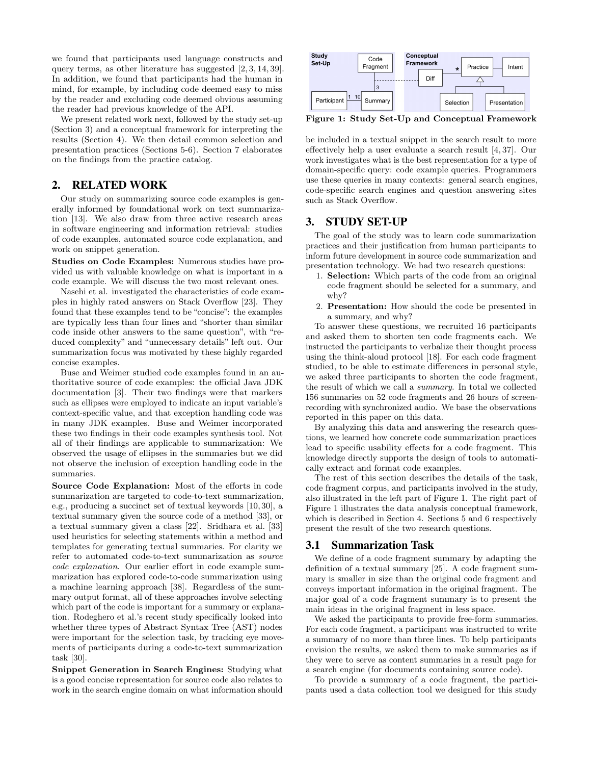we found that participants used language constructs and query terms, as other literature has suggested [2, 3, 14, 39]. In addition, we found that participants had the human in mind, for example, by including code deemed easy to miss by the reader and excluding code deemed obvious assuming the reader had previous knowledge of the API.

We present related work next, followed by the study set-up (Section 3) and a conceptual framework for interpreting the results (Section 4). We then detail common selection and presentation practices (Sections 5-6). Section 7 elaborates on the findings from the practice catalog.

## 2. RELATED WORK

Our study on summarizing source code examples is generally informed by foundational work on text summarization [13]. We also draw from three active research areas in software engineering and information retrieval: studies of code examples, automated source code explanation, and work on snippet generation.

**Studies on Code Examples:** Numerous studies have provided us with valuable knowledge on what is important in a code example. We will discuss the two most relevant ones.

Nasehi et al. investigated the characteristics of code examples in highly rated answers on Stack Overflow [23]. They found that these examples tend to be "concise": the examples are typically less than four lines and "shorter than similar code inside other answers to the same question", with "reduced complexity" and "unnecessary details" left out. Our summarization focus was motivated by these highly regarded concise examples.

Buse and Weimer studied code examples found in an authoritative source of code examples: the official Java JDK documentation [3]. Their two findings were that markers such as ellipses were employed to indicate an input variable's context-specific value, and that exception handling code was in many JDK examples. Buse and Weimer incorporated these two findings in their code examples synthesis tool. Not all of their findings are applicable to summarization: We observed the usage of ellipses in the summaries but we did not observe the inclusion of exception handling code in the summaries.

**Source Code Explanation:** Most of the efforts in code summarization are targeted to code-to-text summarization, e.g., producing a succinct set of textual keywords [10, 30], a textual summary given the source code of a method [33], or a textual summary given a class [22]. Sridhara et al. [33] used heuristics for selecting statements within a method and templates for generating textual summaries. For clarity we refer to automated code-to-text summarization as *source code explanation*. Our earlier effort in code example summarization has explored code-to-code summarization using a machine learning approach [38]. Regardless of the summary output format, all of these approaches involve selecting which part of the code is important for a summary or explanation. Rodeghero et al.'s recent study specifically looked into whether three types of Abstract Syntax Tree (AST) nodes were important for the selection task, by tracking eye movements of participants during a code-to-text summarization task [30].

**Snippet Generation in Search Engines:** Studying what is a good concise representation for source code also relates to work in the search engine domain on what information should be included in a textual snippet in the search result to more effectively help a user evaluate a search result [4, 37]. Our work investigates what is the best representation for a type of domain-specific query: code example queries. Programmers use these queries in many contexts: general search engines, code-specific search engines and question answering sites such as Stack Overflow.

**Figure 1: Study Set-Up and Conceptual Framework**

## 3. STUDY SET-UP

The goal of the study was to learn code summarization practices and their justification from human participants to inform future development in source code summarization and presentation technology. We had two research questions:

1. **Selection:** Which parts of the code from an original code fragment should be selected for a summary, and why?
2. **Presentation:** How should the code be presented in a summary, and why?

To answer these questions, we recruited 16 participants and asked them to shorten ten code fragments each. We instructed the participants to verbalize their thought process using the think-aloud protocol [18]. For each code fragment studied, to be able to estimate differences in personal style, we asked three participants to shorten the code fragment, the result of which we call a *summary*. In total we collected 156 summaries on 52 code fragments and 26 hours of screen-recording with synchronized audio. We base the observations reported in this paper on this data.

By analyzing this data and answering the research questions, we learned how concrete code summarization practices lead to specific usability effects for a code fragment. This knowledge directly supports the design of tools to automatically extract and format code examples.

The rest of this section describes the details of the task, code fragment corpus, and participants involved in the study, also illustrated in the left part of Figure 1. The right part of Figure 1 illustrates the data analysis conceptual framework, which is described in Section 4. Sections 5 and 6 respectively present the result of the two research questions.

### 3.1 Summarization Task

We define of a code fragment summary by adapting the definition of a textual summary [25]. A code fragment summary is smaller in size than the original code fragment and conveys important information in the original fragment. The major goal of a code fragment summary is to present the main ideas in the original fragment in less space.

We asked the participants to provide free-form summaries. For each code fragment, a participant was instructed to write a summary of no more than three lines. To help participants envision the results, we asked them to make summaries as if they were to serve as content summaries in a result page for a search engine (for documents containing source code).

To provide a summary of a code fragment, the participants used a data collection tool we designed for this study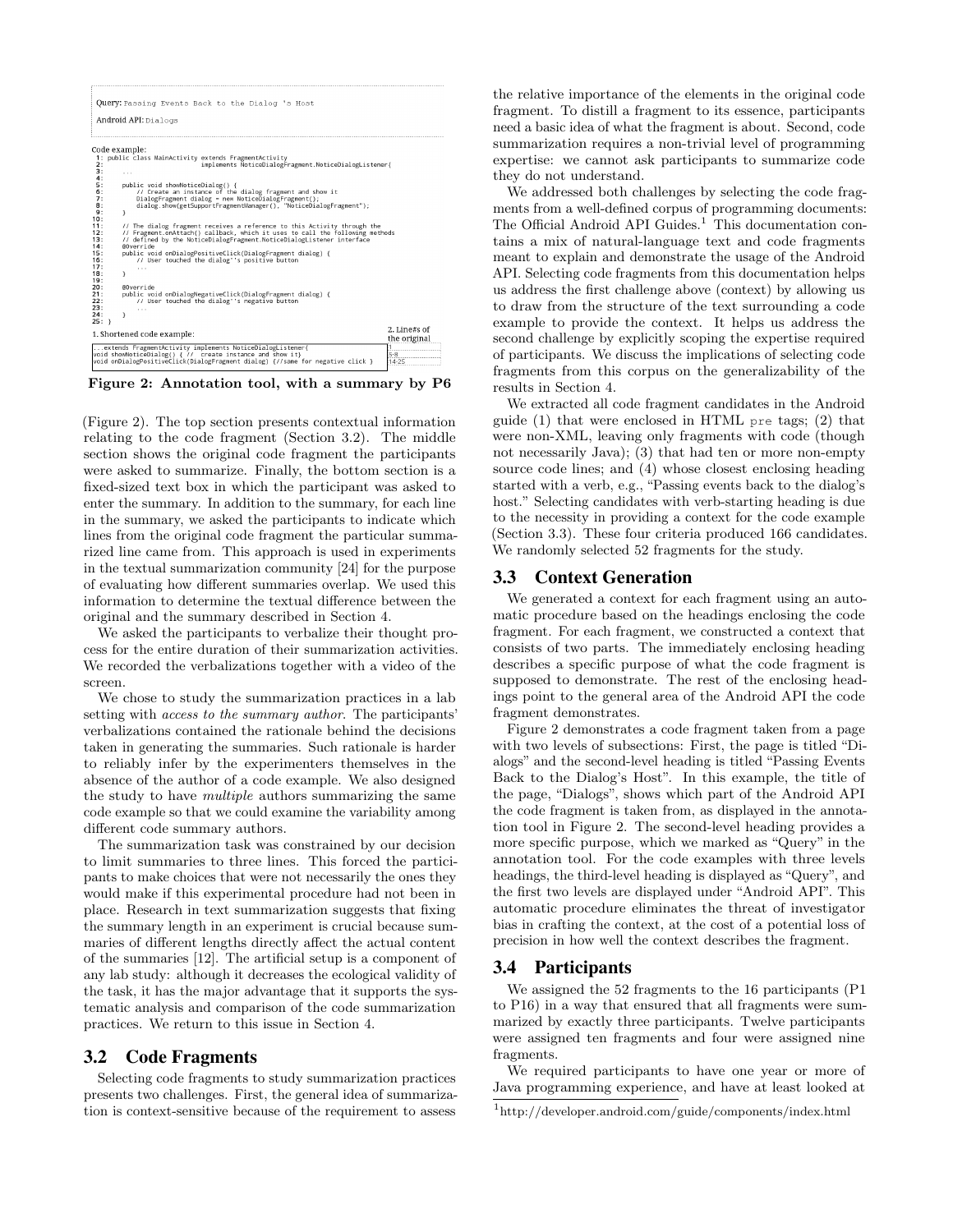Query: Passing Events Back to the Dialog 's Host

Android API: Dialogs

Code example:

```
1:  public class MainActivity extends FragmentActivity
2:                            implements NoticeDialogFragment.NoticeDialogListener{
3:      ...
4:
5:      public void showNoticeDialog() {
6:          // Create an instance of the dialog fragment and show it
7:          DialogFragment dialog = new NoticeDialogFragment();
8:          dialog.show(getSupportFragmentManager(), "NoticeDialogFragment");
9:      }
10:
11:     // The dialog fragment receives a reference to this Activity through the
12:     // Fragment.onAttach() callback, which it uses to call the following methods
13:     // defined by the NoticeDialogFragment.NoticeDialogListener interface
14:     @Override
15:     public void onDialogPositiveClick(DialogFragment dialog) {
16:         // User touched the dialog''s positive button
17:         ...
18:     }
19:
20:     @Override
21:     public void onDialogNegativeClick(DialogFragment dialog) {
22:         // User touched the dialog''s negative button
23:         ...
24:     }
25: }
```

1. Shortened code example: / 2. Line#s of the original

| 1. Shortened code example | 2. Line#s of the original |
|---|---|
| ...extends FragmentActivity implements NoticeDialogListener{ | 1 |
| void showNoticeDialog() { // create instance and show it} | 5-8 |
| void onDialogPositiveClick(DialogFragment dialog) {//same for negative click } | 14-25 |

**Figure 2: Annotation tool, with a summary by P6**

(Figure 2). The top section presents contextual information relating to the code fragment (Section 3.2). The middle section shows the original code fragment the participants were asked to summarize. Finally, the bottom section is a fixed-sized text box in which the participant was asked to enter the summary. In addition to the summary, for each line in the summary, we asked the participants to indicate which lines from the original code fragment the particular summarized line came from. This approach is used in experiments in the textual summarization community [24] for the purpose of evaluating how different summaries overlap. We used this information to determine the textual difference between the original and the summary described in Section 4.

We asked the participants to verbalize their thought process for the entire duration of their summarization activities. We recorded the verbalizations together with a video of the screen.

We chose to study the summarization practices in a lab setting with *access to the summary author*. The participants' verbalizations contained the rationale behind the decisions taken in generating the summaries. Such rationale is harder to reliably infer by the experimenters themselves in the absence of the author of a code example. We also designed the study to have *multiple* authors summarizing the same code example so that we could examine the variability among different code summary authors.

The summarization task was constrained by our decision to limit summaries to three lines. This forced the participants to make choices that were not necessarily the ones they would make if this experimental procedure had not been in place. Research in text summarization suggests that fixing the summary length in an experiment is crucial because summaries of different lengths directly affect the actual content of the summaries [12]. The artificial setup is a component of any lab study: although it decreases the ecological validity of the task, it has the major advantage that it supports the systematic analysis and comparison of the code summarization practices. We return to this issue in Section 4.

## 3.2 Code Fragments

Selecting code fragments to study summarization practices presents two challenges. First, the general idea of summarization is context-sensitive because of the requirement to assess the relative importance of the elements in the original code fragment. To distill a fragment to its essence, participants need a basic idea of what the fragment is about. Second, code summarization requires a non-trivial level of programming expertise: we cannot ask participants to summarize code they do not understand.

We addressed both challenges by selecting the code fragments from a well-defined corpus of programming documents: The Official Android API Guides.[1] This documentation contains a mix of natural-language text and code fragments meant to explain and demonstrate the usage of the Android API. Selecting code fragments from this documentation helps us address the first challenge above (context) by allowing us to draw from the structure of the text surrounding a code example to provide the context. It helps us address the second challenge by explicitly scoping the expertise required of participants. We discuss the implications of selecting code fragments from this corpus on the generalizability of the results in Section 4.

We extracted all code fragment candidates in the Android guide (1) that were enclosed in HTML `pre` tags; (2) that were non-XML, leaving only fragments with code (though not necessarily Java); (3) that had ten or more non-empty source code lines; and (4) whose closest enclosing heading started with a verb, e.g., "Passing events back to the dialog's host." Selecting candidates with verb-starting heading is due to the necessity in providing a context for the code example (Section 3.3). These four criteria produced 166 candidates. We randomly selected 52 fragments for the study.

## 3.3 Context Generation

We generated a context for each fragment using an automatic procedure based on the headings enclosing the code fragment. For each fragment, we constructed a context that consists of two parts. The immediately enclosing heading describes a specific purpose of what the code fragment is supposed to demonstrate. The rest of the enclosing headings point to the general area of the Android API the code fragment demonstrates.

Figure 2 demonstrates a code fragment taken from a page with two levels of subsections: First, the page is titled "Dialogs" and the second-level heading is titled "Passing Events Back to the Dialog's Host". In this example, the title of the page, "Dialogs", shows which part of the Android API the code fragment is taken from, as displayed in the annotation tool in Figure 2. The second-level heading provides a more specific purpose, which we marked as "Query" in the annotation tool. For the code examples with three levels headings, the third-level heading is displayed as "Query", and the first two levels are displayed under "Android API". This automatic procedure eliminates the threat of investigator bias in crafting the context, at the cost of a potential loss of precision in how well the context describes the fragment.

## 3.4 Participants

We assigned the 52 fragments to the 16 participants (P1 to P16) in a way that ensured that all fragments were summarized by exactly three participants. Twelve participants were assigned ten fragments and four were assigned nine fragments.

We required participants to have one year or more of Java programming experience, and have at least looked at

[1] http://developer.android.com/guide/components/index.html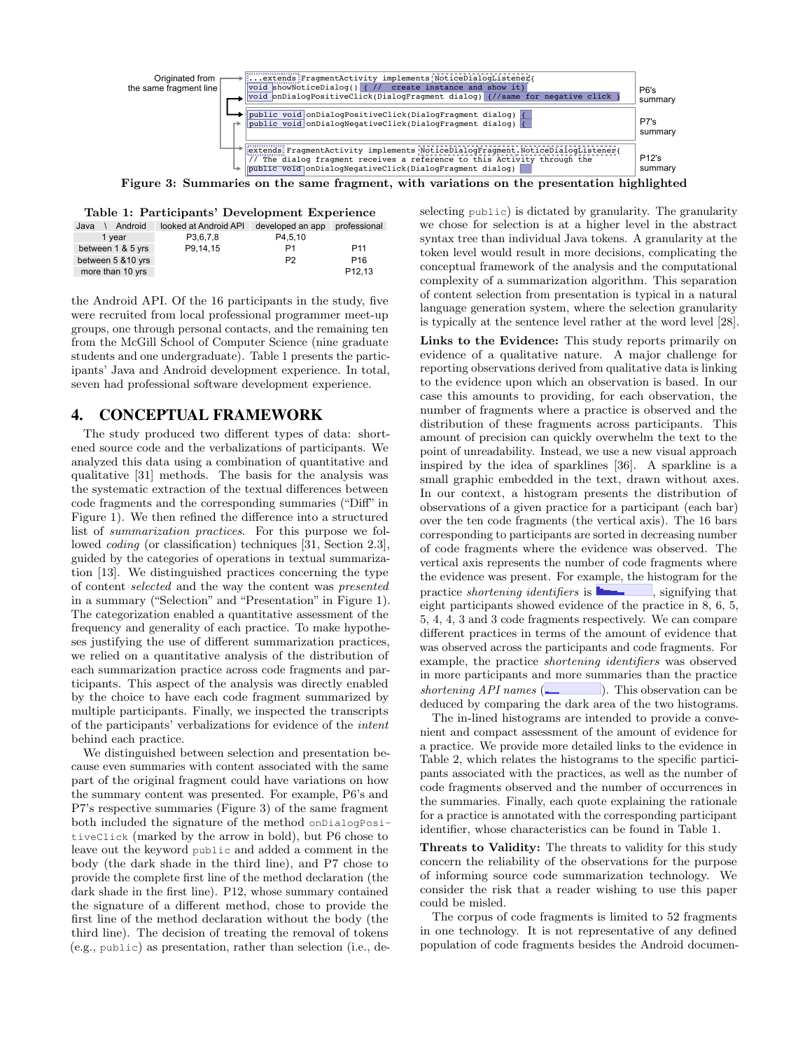Originated from the same fragment line

```
...extends FragmentActivity implements NoticeDialogListener{
void showNoticeDialog() { //  create instance and show it}
void onDialogPositiveClick(DialogFragment dialog) {//same for negative click }
```
P6's summary

```
public void onDialogPositiveClick(DialogFragment dialog) {
public void onDialogNegativeClick(DialogFragment dialog) {
```
P7's summary

```
extends FragmentActivity implements NoticeDialogFragment.NoticeDialogListener{
// The dialog fragment receives a reference to this Activity through the
public void onDialogNegativeClick(DialogFragment dialog)
```
P12's summary

**Figure 3: Summaries on the same fragment, with variations on the presentation highlighted**

**Table 1: Participants' Development Experience**

| Java \ Android | looked at Android API | developed an app | professional |
|---|---|---|---|
| 1 year | P3,6,7,8 | P4,5,10 | |
| between 1 & 5 yrs | P9,14,15 | P1 | P11 |
| between 5 &10 yrs | | P2 | P16 |
| more than 10 yrs | | | P12,13 |

the Android API. Of the 16 participants in the study, five were recruited from local professional programmer meet-up groups, one through personal contacts, and the remaining ten from the McGill School of Computer Science (nine graduate students and one undergraduate). Table 1 presents the participants' Java and Android development experience. In total, seven had professional software development experience.

## 4. CONCEPTUAL FRAMEWORK

The study produced two different types of data: shortened source code and the verbalizations of participants. We analyzed this data using a combination of quantitative and qualitative [31] methods. The basis for the analysis was the systematic extraction of the textual differences between code fragments and the corresponding summaries ("Diff" in Figure 1). We then refined the difference into a structured list of *summarization practices*. For this purpose we followed *coding* (or classification) techniques [31, Section 2.3], guided by the categories of operations in textual summarization [13]. We distinguished practices concerning the type of content *selected* and the way the content was *presented* in a summary ("Selection" and "Presentation" in Figure 1). The categorization enabled a quantitative assessment of the frequency and generality of each practice. To make hypotheses justifying the use of different summarization practices, we relied on a quantitative analysis of the distribution of each summarization practice across code fragments and participants. This aspect of the analysis was directly enabled by the choice to have each code fragment summarized by multiple participants. Finally, we inspected the transcripts of the participants' verbalizations for evidence of the *intent* behind each practice.

We distinguished between selection and presentation because even summaries with content associated with the same part of the original fragment could have variations on how the summary content was presented. For example, P6's and P7's respective summaries (Figure 3) of the same fragment both included the signature of the method `onDialogPositiveClick` (marked by the arrow in bold), but P6 chose to leave out the keyword `public` and added a comment in the body (the dark shade in the third line), and P7 chose to provide the complete first line of the method declaration (the dark shade in the first line). P12, whose summary contained the signature of a different method, chose to provide the first line of the method declaration without the body (the third line). The decision of treating the removal of tokens (e.g., `public`) as presentation, rather than selection (i.e., deselecting `public`) is dictated by granularity. The granularity we chose for selection is at a higher level in the abstract syntax tree than individual Java tokens. A granularity at the token level would result in more decisions, complicating the conceptual framework of the analysis and the computational complexity of a summarization algorithm. This separation of content selection from presentation is typical in a natural language generation system, where the selection granularity is typically at the sentence level rather at the word level [28].

**Links to the Evidence:** This study reports primarily on evidence of a qualitative nature. A major challenge for reporting observations derived from qualitative data is linking to the evidence upon which an observation is based. In our case this amounts to providing, for each observation, the number of fragments where a practice is observed and the distribution of these fragments across participants. This amount of precision can quickly overwhelm the text to the point of unreadability. Instead, we use a new visual approach inspired by the idea of sparklines [36]. A sparkline is a small graphic embedded in the text, drawn without axes. In our context, a histogram presents the distribution of observations of a given practice for a participant (each bar) over the ten code fragments (the vertical axis). The 16 bars corresponding to participants are sorted in decreasing number of code fragments where the evidence was observed. The vertical axis represents the number of code fragments where the evidence was present. For example, the histogram for the practice *shortening identifiers* is [histogram], signifying that eight participants showed evidence of the practice in 8, 6, 5, 5, 4, 4, 3 and 3 code fragments respectively. We can compare different practices in terms of the amount of evidence that was observed across the participants and code fragments. For example, the practice *shortening identifiers* was observed in more participants and more summaries than the practice *shortening API names* ([histogram]). This observation can be deduced by comparing the dark area of the two histograms.

The in-lined histograms are intended to provide a convenient and compact assessment of the amount of evidence for a practice. We provide more detailed links to the evidence in Table 2, which relates the histograms to the specific participants associated with the practices, as well as the number of code fragments observed and the number of occurrences in the summaries. Finally, each quote explaining the rationale for a practice is annotated with the corresponding participant identifier, whose characteristics can be found in Table 1.

**Threats to Validity:** The threats to validity for this study concern the reliability of the observations for the purpose of informing source code summarization technology. We consider the risk that a reader wishing to use this paper could be misled.

The corpus of code fragments is limited to 52 fragments in one technology. It is not representative of any defined population of code fragments besides the Android documen-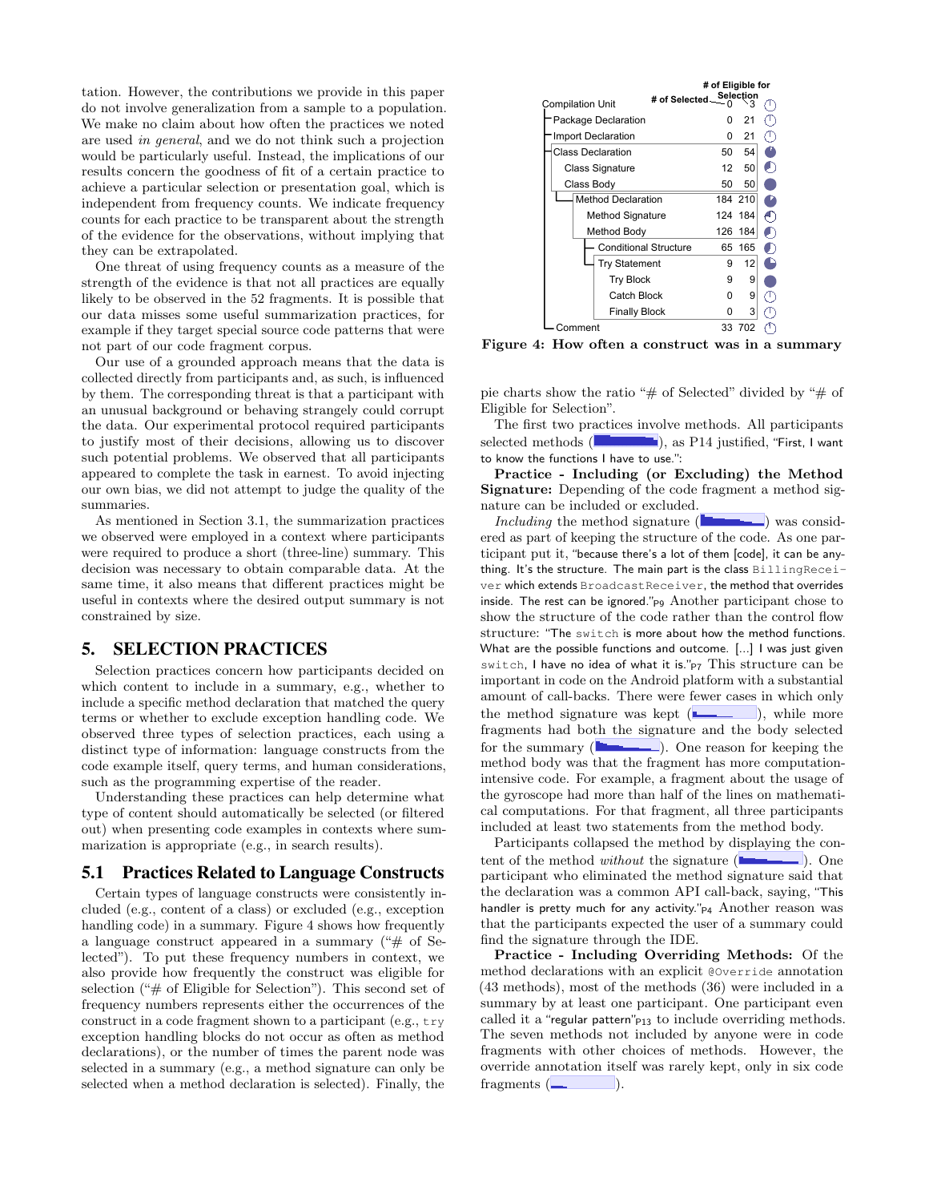tation. However, the contributions we provide in this paper do not involve generalization from a sample to a population. We make no claim about how often the practices we noted are used *in general*, and we do not think such a projection would be particularly useful. Instead, the implications of our results concern the goodness of fit of a certain practice to achieve a particular selection or presentation goal, which is independent from frequency counts. We indicate frequency counts for each practice to be transparent about the strength of the evidence for the observations, without implying that they can be extrapolated.

One threat of using frequency counts as a measure of the strength of the evidence is that not all practices are equally likely to be observed in the 52 fragments. It is possible that our data misses some useful summarization practices, for example if they target special source code patterns that were not part of our code fragment corpus.

Our use of a grounded approach means that the data is collected directly from participants and, as such, is influenced by them. The corresponding threat is that a participant with an unusual background or behaving strangely could corrupt the data. Our experimental protocol required participants to justify most of their decisions, allowing us to discover such potential problems. We observed that all participants appeared to complete the task in earnest. To avoid injecting our own bias, we did not attempt to judge the quality of the summaries.

As mentioned in Section 3.1, the summarization practices we observed were employed in a context where participants were required to produce a short (three-line) summary. This decision was necessary to obtain comparable data. At the same time, it also means that different practices might be useful in contexts where the desired output summary is not constrained by size.

## 5. SELECTION PRACTICES

Selection practices concern how participants decided on which content to include in a summary, e.g., whether to include a specific method declaration that matched the query terms or whether to exclude exception handling code. We observed three types of selection practices, each using a distinct type of information: language constructs from the code example itself, query terms, and human considerations, such as the programming expertise of the reader.

Understanding these practices can help determine what type of content should automatically be selected (or filtered out) when presenting code examples in contexts where summarization is appropriate (e.g., in search results).

### 5.1 Practices Related to Language Constructs

Certain types of language constructs were consistently included (e.g., content of a class) or excluded (e.g., exception handling code) in a summary. Figure 4 shows how frequently a language construct appeared in a summary ("# of Selected"). To put these frequency numbers in context, we also provide how frequently the construct was eligible for selection ("# of Eligible for Selection"). This second set of frequency numbers represents either the occurrences of the construct in a code fragment shown to a participant (e.g., `try` exception handling blocks do not occur as often as method declarations), or the number of times the parent node was selected in a summary (e.g., a method signature can only be selected when a method declaration is selected). Finally, the pie charts show the ratio "# of Selected" divided by "# of Eligible for Selection".

# of Eligible for Selection
# of Selected
Compilation Unit 0 3
Package Declaration 0 21
Import Declaration 0 21
Class Declaration 50 54
Class Signature 12 50
Class Body 50 50
Method Declaration 184 210
Method Signature 124 184
Method Body 126 184
Conditional Structure 65 165
Try Statement 9 12
Try Block 9 9
Catch Block 0 9
Finally Block 0 3
Comment 33 702

**Figure 4: How often a construct was in a summary**

The first two practices involve methods. All participants selected methods ( ), as P14 justified, "First, I want to know the functions I have to use.":

**Practice - Including (or Excluding) the Method Signature:** Depending of the code fragment a method signature can be included or excluded.

*Including* the method signature ( ) was considered as part of keeping the structure of the code. As one participant put it, "because there's a lot of them [code], it can be anything. It's the structure. The main part is the class `BillingReceiver` which extends `BroadcastReceiver`, the method that overrides inside. The rest can be ignored."P9 Another participant chose to show the structure of the code rather than the control flow structure: "The `switch` is more about how the method functions. What are the possible functions and outcome. [...] I was just given `switch`, I have no idea of what it is."P7 This structure can be important in code on the Android platform with a substantial amount of call-backs. There were fewer cases in which only the method signature was kept ( ), while more fragments had both the signature and the body selected for the summary ( ). One reason for keeping the method body was that the fragment has more computation-intensive code. For example, a fragment about the usage of the gyroscope had more than half of the lines on mathematical computations. For that fragment, all three participants included at least two statements from the method body.

Participants collapsed the method by displaying the content of the method *without* the signature ( ). One participant who eliminated the method signature said that the declaration was a common API call-back, saying, "This handler is pretty much for any activity."P4 Another reason was that the participants expected the user of a summary could find the signature through the IDE.

**Practice - Including Overriding Methods:** Of the method declarations with an explicit `@Override` annotation (43 methods), most of the methods (36) were included in a summary by at least one participant. One participant even called it a "regular pattern"P13 to include overriding methods. The seven methods not included by anyone were in code fragments with other choices of methods. However, the override annotation itself was rarely kept, only in six code fragments ( ).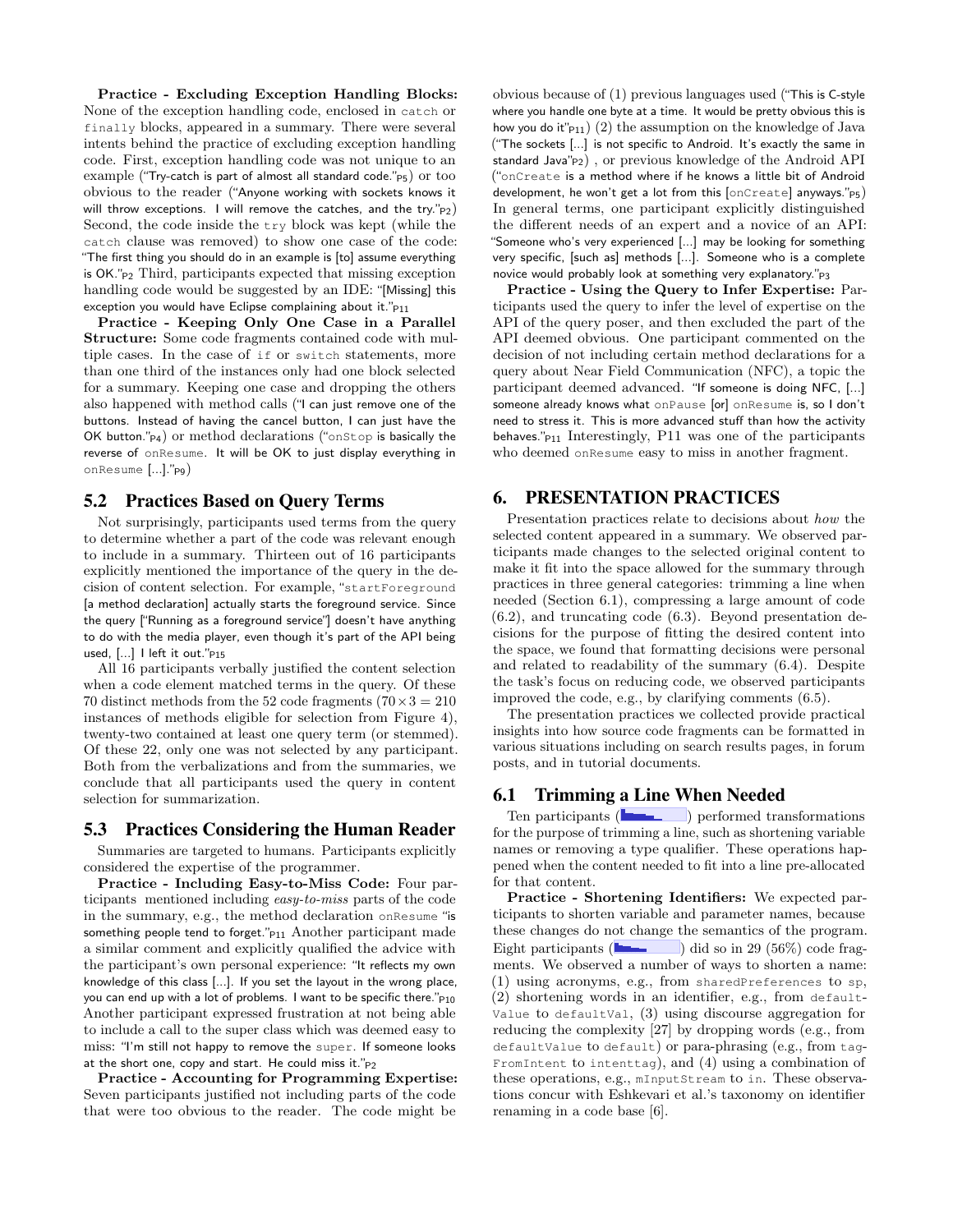**Practice - Excluding Exception Handling Blocks:** None of the exception handling code, enclosed in `catch` or `finally` blocks, appeared in a summary. There were several intents behind the practice of excluding exception handling code. First, exception handling code was not unique to an example ("Try-catch is part of almost all standard code."$_{P5}$) or too obvious to the reader ("Anyone working with sockets knows it will throw exceptions. I will remove the catches, and the try."$_{P2}$) Second, the code inside the `try` block was kept (while the `catch` clause was removed) to show one case of the code: "The first thing you should do in an example is [to] assume everything is OK."$_{P2}$ Third, participants expected that missing exception handling code would be suggested by an IDE: "[Missing] this exception you would have Eclipse complaining about it."$_{P11}$

**Practice - Keeping Only One Case in a Parallel Structure:** Some code fragments contained code with multiple cases. In the case of `if` or `switch` statements, more than one third of the instances only had one block selected for a summary. Keeping one case and dropping the others also happened with method calls ("I can just remove one of the buttons. Instead of having the cancel button, I can just have the OK button."$_{P4}$) or method declarations ("`onStop` is basically the reverse of `onResume`. It will be OK to just display everything in `onResume` [...]."$_{P9}$)

## 5.2 Practices Based on Query Terms

Not surprisingly, participants used terms from the query to determine whether a part of the code was relevant enough to include in a summary. Thirteen out of 16 participants explicitly mentioned the importance of the query in the decision of content selection. For example, "`startForeground` [a method declaration] actually starts the foreground service. Since the query ["Running as a foreground service"] doesn't have anything to do with the media player, even though it's part of the API being used, [...] I left it out."$_{P15}$

All 16 participants verbally justified the content selection when a code element matched terms in the query. Of these 70 distinct methods from the 52 code fragments ($70 \times 3 = 210$ instances of methods eligible for selection from Figure 4), twenty-two contained at least one query term (or stemmed). Of these 22, only one was not selected by any participant. Both from the verbalizations and from the summaries, we conclude that all participants used the query in content selection for summarization.

## 5.3 Practices Considering the Human Reader

Summaries are targeted to humans. Participants explicitly considered the expertise of the programmer.

**Practice - Including Easy-to-Miss Code:** Four participants mentioned including *easy-to-miss* parts of the code in the summary, e.g., the method declaration `onResume` "is something people tend to forget."$_{P11}$ Another participant made a similar comment and explicitly qualified the advice with the participant's own personal experience: "It reflects my own knowledge of this class [...]. If you set the layout in the wrong place, you can end up with a lot of problems. I want to be specific there."$_{P10}$ Another participant expressed frustration at not being able to include a call to the super class which was deemed easy to miss: "I'm still not happy to remove the `super`. If someone looks at the short one, copy and start. He could miss it."$_{P2}$

**Practice - Accounting for Programming Expertise:** Seven participants justified not including parts of the code that were too obvious to the reader. The code might be obvious because of (1) previous languages used ("This is C-style where you handle one byte at a time. It would be pretty obvious this is how you do it"$_{P11}$) (2) the assumption on the knowledge of Java ("The sockets [...] is not specific to Android. It's exactly the same in standard Java"$_{P2}$) , or previous knowledge of the Android API ("`onCreate` is a method where if he knows a little bit of Android development, he won't get a lot from this [`onCreate`] anyways."$_{P5}$) In general terms, one participant explicitly distinguished the different needs of an expert and a novice of an API: "Someone who's very experienced [...] may be looking for something very specific, [such as] methods [...]. Someone who is a complete novice would probably look at something very explanatory."$_{P3}$

**Practice - Using the Query to Infer Expertise:** Participants used the query to infer the level of expertise on the API of the query poser, and then excluded the part of the API deemed obvious. One participant commented on the decision of not including certain method declarations for a query about Near Field Communication (NFC), a topic the participant deemed advanced. "If someone is doing NFC, [...] someone already knows what `onPause` [or] `onResume` is, so I don't need to stress it. This is more advanced stuff than how the activity behaves."$_{P11}$ Interestingly, P11 was one of the participants who deemed `onResume` easy to miss in another fragment.

# 6. PRESENTATION PRACTICES

Presentation practices relate to decisions about *how* the selected content appeared in a summary. We observed participants made changes to the selected original content to make it fit into the space allowed for the summary through practices in three general categories: trimming a line when needed (Section 6.1), compressing a large amount of code (6.2), and truncating code (6.3). Beyond presentation decisions for the purpose of fitting the desired content into the space, we found that formatting decisions were personal and related to readability of the summary (6.4). Despite the task's focus on reducing code, we observed participants improved the code, e.g., by clarifying comments (6.5).

The presentation practices we collected provide practical insights into how source code fragments can be formatted in various situations including on search results pages, in forum posts, and in tutorial documents.

## 6.1 Trimming a Line When Needed

Ten participants ( ) performed transformations for the purpose of trimming a line, such as shortening variable names or removing a type qualifier. These operations happened when the content needed to fit into a line pre-allocated for that content.

**Practice - Shortening Identifiers:** We expected participants to shorten variable and parameter names, because these changes do not change the semantics of the program. Eight participants ( ) did so in 29 (56%) code fragments. We observed a number of ways to shorten a name: (1) using acronyms, e.g., from `sharedPreferences` to `sp`, (2) shortening words in an identifier, e.g., from `defaultValue` to `defaultVal`, (3) using discourse aggregation for reducing the complexity [27] by dropping words (e.g., from `defaultValue` to `default`) or para-phrasing (e.g., from `tagFromIntent` to `intenttag`), and (4) using a combination of these operations, e.g., `mInputStream` to `in`. These observations concur with Eshkevari et al.'s taxonomy on identifier renaming in a code base [6].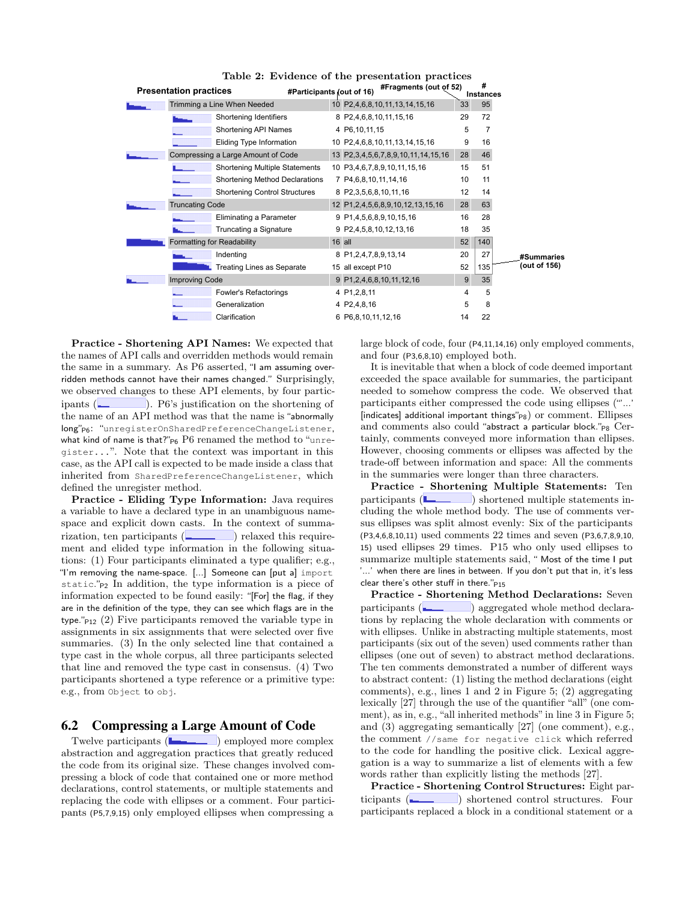**Table 2: Evidence of the presentation practices**

| Presentation practices | | #Participants (out of 16) | | #Fragments (out of 52) | # Instances |
|---|---|---|---|---|---|
| Trimming a Line When Needed | | 10 | P2,4,6,8,10,11,13,14,15,16 | 33 | 95 |
| | Shortening Identifiers | 8 | P2,4,6,8,10,11,15,16 | 29 | 72 |
| | Shortening API Names | 4 | P6,10,11,15 | 5 | 7 |
| | Eliding Type Information | 10 | P2,4,6,8,10,11,13,14,15,16 | 9 | 16 |
| Compressing a Large Amount of Code | | 13 | P2,3,4,5,6,7,8,9,10,11,14,15,16 | 28 | 46 |
| | Shortening Multiple Statements | 10 | P3,4,6,7,8,9,10,11,15,16 | 15 | 51 |
| | Shortening Method Declarations | 7 | P4,6,8,10,11,14,16 | 10 | 11 |
| | Shortening Control Structures | 8 | P2,3,5,6,8,10,11,16 | 12 | 14 |
| Truncating Code | | 12 | P1,2,4,5,6,8,9,10,12,13,15,16 | 28 | 63 |
| | Eliminating a Parameter | 9 | P1,4,5,6,8,9,10,15,16 | 16 | 28 |
| | Truncating a Signature | 9 | P2,4,5,8,10,12,13,16 | 18 | 35 |
| Formatting for Readability | | 16 | all | 52 | 140 |
| | Indenting | 8 | P1,2,4,7,8,9,13,14 | 20 | 27 |
| | Treating Lines as Separate | 15 | all except P10 | 52 | 135 |
| Improving Code | | 9 | P1,2,4,6,8,10,11,12,16 | 9 | 35 |
| | Fowler's Refactorings | 4 | P1,2,8,11 | 4 | 5 |
| | Generalization | 4 | P2,4,8,16 | 5 | 8 |
| | Clarification | 6 | P6,8,10,11,12,16 | 14 | 22 |

#Summaries (out of 156)

**Practice - Shortening API Names:** We expected that the names of API calls and overridden methods would remain the same in a summary. As P6 asserted, "I am assuming overridden methods cannot have their names changed." Surprisingly, we observed changes to these API elements, by four participants ( ). P6's justification on the shortening of the name of an API method was that the name is "abnormally long"P6: "unregisterOnSharedPreferenceChangeListener, what kind of name is that?"P6 P6 renamed the method to "unregister...". Note that the context was important in this case, as the API call is expected to be made inside a class that inherited from SharedPreferenceChangeListener, which defined the unregister method.

**Practice - Eliding Type Information:** Java requires a variable to have a declared type in an unambiguous namespace and explicit down casts. In the context of summarization, ten participants ( ) relaxed this requirement and elided type information in the following situations: (1) Four participants eliminated a type qualifier; e.g., "I'm removing the name-space. [...] Someone can [put a] import static."P2 In addition, the type information is a piece of information expected to be found easily: "[For] the flag, if they are in the definition of the type, they can see which flags are in the type."P12 (2) Five participants removed the variable type in assignments in six assignments that were selected over five summaries. (3) In the only selected line that contained a type cast in the whole corpus, all three participants selected that line and removed the type cast in consensus. (4) Two participants shortened a type reference or a primitive type: e.g., from Object to obj.

## 6.2 Compressing a Large Amount of Code

Twelve participants ( ) employed more complex abstraction and aggregation practices that greatly reduced the code from its original size. These changes involved compressing a block of code that contained one or more method declarations, control statements, or multiple statements and replacing the code with ellipses or a comment. Four participants (P5,7,9,15) only employed ellipses when compressing a large block of code, four (P4,11,14,16) only employed comments, and four (P3,6,8,10) employed both.

It is inevitable that when a block of code deemed important exceeded the space available for summaries, the participant needed to somehow compress the code. We observed that participants either compressed the code using ellipses ("'...' [indicates] additional important things"P8) or comment. Ellipses and comments also could "abstract a particular block."P8 Certainly, comments conveyed more information than ellipses. However, choosing comments or ellipses was affected by the trade-off between information and space: All the comments in the summaries were longer than three characters.

**Practice - Shortening Multiple Statements:** Ten participants ( ) shortened multiple statements including the whole method body. The use of comments versus ellipses was split almost evenly: Six of the participants (P3,4,6,8,10,11) used comments 22 times and seven (P3,6,7,8,9,10, 15) used ellipses 29 times. P15 who only used ellipses to summarize multiple statements said, " Most of the time I put '...' when there are lines in between. If you don't put that in, it's less clear there's other stuff in there."P15

**Practice - Shortening Method Declarations:** Seven participants ( ) aggregated whole method declarations by replacing the whole declaration with comments or with ellipses. Unlike in abstracting multiple statements, most participants (six out of the seven) used comments rather than ellipses (one out of seven) to abstract method declarations. The ten comments demonstrated a number of different ways to abstract content: (1) listing the method declarations (eight comments), e.g., lines 1 and 2 in Figure 5; (2) aggregating lexically [27] through the use of the quantifier "all" (one comment), as in, e.g., "all inherited methods" in line 3 in Figure 5; and (3) aggregating semantically [27] (one comment), e.g., the comment //same for negative click which referred to the code for handling the positive click. Lexical aggregation is a way to summarize a list of elements with a few words rather than explicitly listing the methods [27].

**Practice - Shortening Control Structures:** Eight participants ( ) shortened control structures. Four participants replaced a block in a conditional statement or a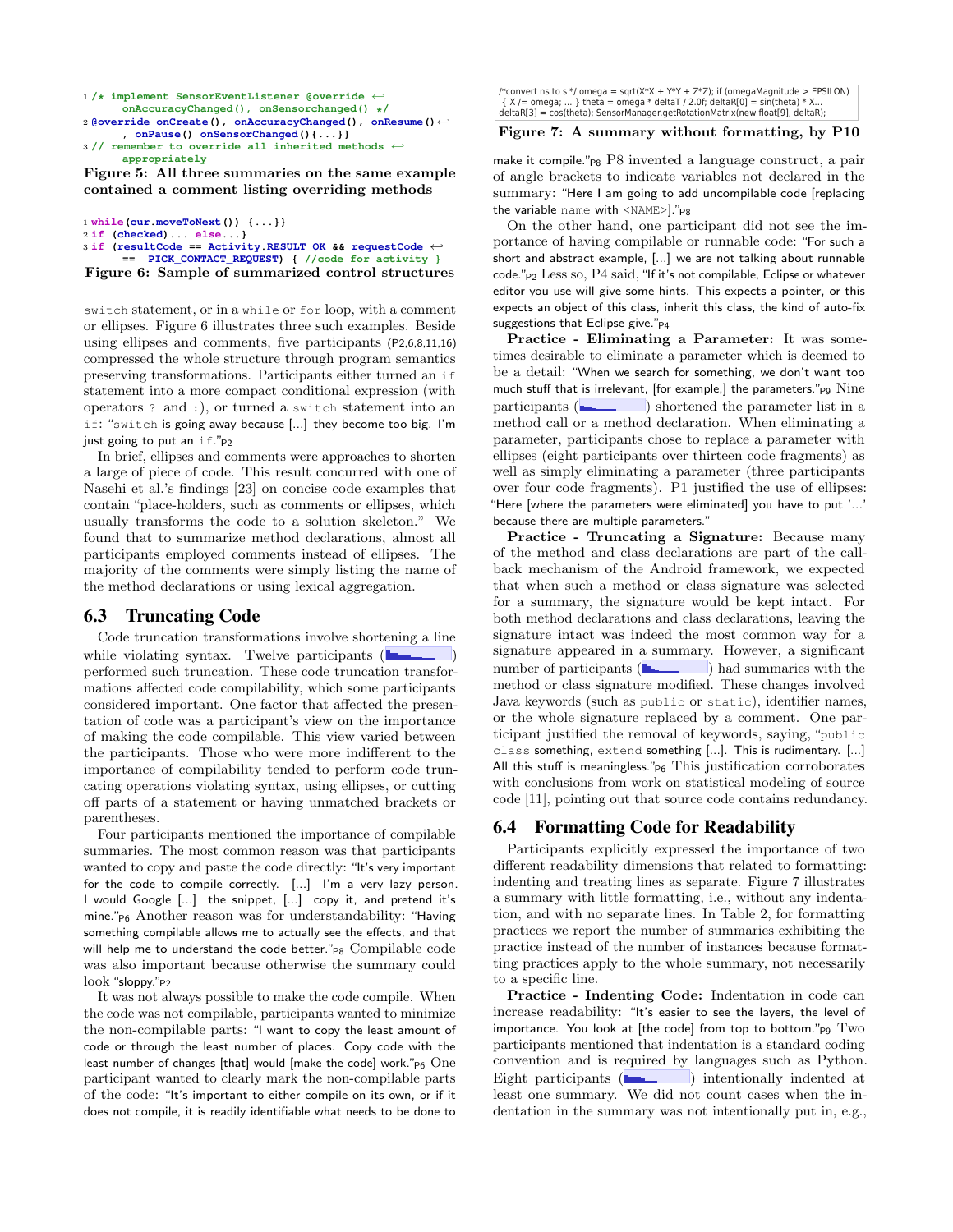```
1 /* implement SensorEventListener @override ↩
      onAccuracyChanged(), onSensorchanged() */
2 @override onCreate(), onAccuracyChanged(), onResume()↩
      , onPause() onSensorChanged(){...}}
3 // remember to override all inherited methods ↩
      appropriately
```

**Figure 5: All three summaries on the same example contained a comment listing overriding methods**

```
1 while(cur.moveToNext()) {...}}
2 if (checked)... else...}
3 if (resultCode == Activity.RESULT_OK && requestCode ↩
      ==  PICK_CONTACT_REQUEST) { //code for activity }
```

**Figure 6: Sample of summarized control structures**

switch statement, or in a while or for loop, with a comment or ellipses. Figure 6 illustrates three such examples. Beside using ellipses and comments, five participants (P2,6,8,11,16) compressed the whole structure through program semantics preserving transformations. Participants either turned an if statement into a more compact conditional expression (with operators ? and :), or turned a switch statement into an if: "switch is going away because [...] they become too big. I'm just going to put an if."P2

In brief, ellipses and comments were approaches to shorten a large of piece of code. This result concurred with one of Nasehi et al.'s findings [23] on concise code examples that contain "place-holders, such as comments or ellipses, which usually transforms the code to a solution skeleton." We found that to summarize method declarations, almost all participants employed comments instead of ellipses. The majority of the comments were simply listing the name of the method declarations or using lexical aggregation.

## 6.3 Truncating Code

Code truncation transformations involve shortening a line while violating syntax. Twelve participants ( ) performed such truncation. These code truncation transformations affected code compilability, which some participants considered important. One factor that affected the presentation of code was a participant's view on the importance of making the code compilable. This view varied between the participants. Those who were more indifferent to the importance of compilability tended to perform code truncating operations violating syntax, using ellipses, or cutting off parts of a statement or having unmatched brackets or parentheses.

Four participants mentioned the importance of compilable summaries. The most common reason was that participants wanted to copy and paste the code directly: "It's very important for the code to compile correctly. [...] I'm a very lazy person. I would Google [...] the snippet, [...] copy it, and pretend it's mine."P6 Another reason was for understandability: "Having something compilable allows me to actually see the effects, and that will help me to understand the code better."P8 Compilable code was also important because otherwise the summary could look "sloppy."P2

It was not always possible to make the code compile. When the code was not compilable, participants wanted to minimize the non-compilable parts: "I want to copy the least amount of code or through the least number of places. Copy code with the least number of changes [that] would [make the code] work."P6 One participant wanted to clearly mark the non-compilable parts of the code: "It's important to either compile on its own, or if it does not compile, it is readily identifiable what needs to be done to make it compile."P8 P8 invented a language construct, a pair of angle brackets to indicate variables not declared in the summary: "Here I am going to add uncompilable code [replacing the variable name with <NAME>]."P8

```
/*convert ns to s */ omega = sqrt(X*X + Y*Y + Z*Z); if (omegaMagnitude > EPSILON)
 { X /= omega; ... } theta = omega * deltaT / 2.0f; deltaR[0] = sin(theta) * X...
deltaR[3] = cos(theta); SensorManager.getRotationMatrix(new float[9], deltaR);
```

**Figure 7: A summary without formatting, by P10**

On the other hand, one participant did not see the importance of having compilable or runnable code: "For such a short and abstract example, [...] we are not talking about runnable code."P2 Less so, P4 said, "If it's not compilable, Eclipse or whatever editor you use will give some hints. This expects a pointer, or this expects an object of this class, inherit this class, the kind of auto-fix suggestions that Eclipse give."P4

**Practice - Eliminating a Parameter:** It was sometimes desirable to eliminate a parameter which is deemed to be a detail: "When we search for something, we don't want too much stuff that is irrelevant, [for example,] the parameters."P9 Nine participants ( ) shortened the parameter list in a method call or a method declaration. When eliminating a parameter, participants chose to replace a parameter with ellipses (eight participants over thirteen code fragments) as well as simply eliminating a parameter (three participants over four code fragments). P1 justified the use of ellipses: "Here [where the parameters were eliminated] you have to put '...' because there are multiple parameters."

**Practice - Truncating a Signature:** Because many of the method and class declarations are part of the callback mechanism of the Android framework, we expected that when such a method or class signature was selected for a summary, the signature would be kept intact. For both method declarations and class declarations, leaving the signature intact was indeed the most common way for a signature appeared in a summary. However, a significant number of participants ( ) had summaries with the method or class signature modified. These changes involved Java keywords (such as public or static), identifier names, or the whole signature replaced by a comment. One participant justified the removal of keywords, saying, "public class something, extend something [...]. This is rudimentary. [...] All this stuff is meaningless."P6 This justification corroborates with conclusions from work on statistical modeling of source code [11], pointing out that source code contains redundancy.

## 6.4 Formatting Code for Readability

Participants explicitly expressed the importance of two different readability dimensions that related to formatting: indenting and treating lines as separate. Figure 7 illustrates a summary with little formatting, i.e., without any indentation, and with no separate lines. In Table 2, for formatting practices we report the number of summaries exhibiting the practice instead of the number of instances because formatting practices apply to the whole summary, not necessarily to a specific line.

**Practice - Indenting Code:** Indentation in code can increase readability: "It's easier to see the layers, the level of importance. You look at [the code] from top to bottom."P9 Two participants mentioned that indentation is a standard coding convention and is required by languages such as Python. Eight participants ( ) intentionally indented at least one summary. We did not count cases when the indentation in the summary was not intentionally put in, e.g.,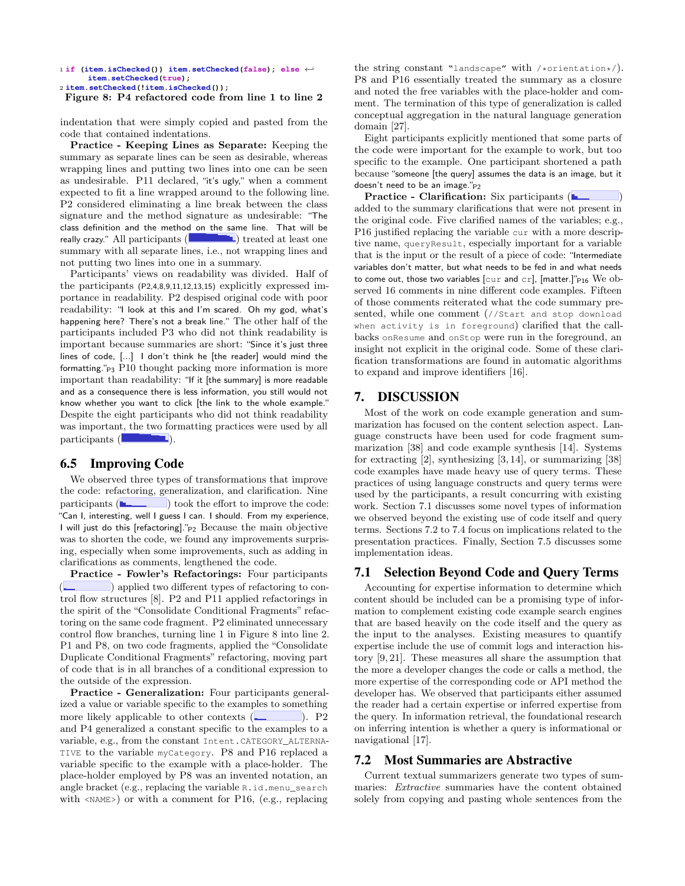```
1 if (item.isChecked()) item.setChecked(false); else ↩
      item.setChecked(true);
2 item.setChecked(!item.isChecked());
```

**Figure 8: P4 refactored code from line 1 to line 2**

indentation that were simply copied and pasted from the code that contained indentations.

**Practice - Keeping Lines as Separate:** Keeping the summary as separate lines can be seen as desirable, whereas wrapping lines and putting two lines into one can be seen as undesirable. P11 declared, "it's ugly," when a comment expected to fit a line wrapped around to the following line. P2 considered eliminating a line break between the class signature and the method signature as undesirable: "The class definition and the method on the same line. That will be really crazy." All participants ( ) treated at least one summary with all separate lines, i.e., not wrapping lines and not putting two lines into one in a summary.

Participants' views on readability was divided. Half of the participants (P2,4,8,9,11,12,13,15) explicitly expressed importance in readability. P2 despised original code with poor readability: "I look at this and I'm scared. Oh my god, what's happening here? There's not a break line." The other half of the participants included P3 who did not think readability is important because summaries are short: "Since it's just three lines of code, [...] I don't think he [the reader] would mind the formatting."P3 P10 thought packing more information is more important than readability: "If it [the summary] is more readable and as a consequence there is less information, you still would not know whether you want to click [the link to the whole example." Despite the eight participants who did not think readability was important, the two formatting practices were used by all participants ( ).

## 6.5 Improving Code

We observed three types of transformations that improve the code: refactoring, generalization, and clarification. Nine participants ( ) took the effort to improve the code: "Can I, interesting, well I guess I can. I should. From my experience, I will just do this [refactoring]."P2 Because the main objective was to shorten the code, we found any improvements surprising, especially when some improvements, such as adding in clarifications as comments, lengthened the code.

**Practice - Fowler's Refactorings:** Four participants ( ) applied two different types of refactoring to control flow structures [8]. P2 and P11 applied refactorings in the spirit of the "Consolidate Conditional Fragments" refactoring on the same code fragment. P2 eliminated unnecessary control flow branches, turning line 1 in Figure 8 into line 2. P1 and P8, on two code fragments, applied the "Consolidate Duplicate Conditional Fragments" refactoring, moving part of code that is in all branches of a conditional expression to the outside of the expression.

**Practice - Generalization:** Four participants generalized a value or variable specific to the examples to something more likely applicable to other contexts ( ). P2 and P4 generalized a constant specific to the examples to a variable, e.g., from the constant `Intent.CATEGORY_ALTERNATIVE` to the variable `myCategory`. P8 and P16 replaced a variable specific to the example with a place-holder. The place-holder employed by P8 was an invented notation, an angle bracket (e.g., replacing the variable `R.id.menu_search` with `<NAME>`) or with a comment for P16, (e.g., replacing the string constant `"landscape"` with `/*orientation*/`). P8 and P16 essentially treated the summary as a closure and noted the free variables with the place-holder and comment. The termination of this type of generalization is called conceptual aggregation in the natural language generation domain [27].

Eight participants explicitly mentioned that some parts of the code were important for the example to work, but too specific to the example. One participant shortened a path because "someone [the query] assumes the data is an image, but it doesn't need to be an image."P2

**Practice - Clarification:** Six participants ( ) added to the summary clarifications that were not present in the original code. Five clarified names of the variables; e.g., P16 justified replacing the variable `cur` with a more descriptive name, `queryResult`, especially important for a variable that is the input or the result of a piece of code: "Intermediate variables don't matter, but what needs to be fed in and what needs to come out, those two variables [`cur` and `cr`], [matter.]"P16 We observed 16 comments in nine different code examples. Fifteen of those comments reiterated what the code summary presented, while one comment (`//Start and stop download when activity is in foreground`) clarified that the callbacks `onResume` and `onStop` were run in the foreground, an insight not explicit in the original code. Some of these clarification transformations are found in automatic algorithms to expand and improve identifiers [16].

# 7. DISCUSSION

Most of the work on code example generation and summarization has focused on the content selection aspect. Language constructs have been used for code fragment summarization [38] and code example synthesis [14]. Systems for extracting [2], synthesizing [3, 14], or summarizing [38] code examples have made heavy use of query terms. These practices of using language constructs and query terms were used by the participants, a result concurring with existing work. Section 7.1 discusses some novel types of information we observed beyond the existing use of code itself and query terms. Sections 7.2 to 7.4 focus on implications related to the presentation practices. Finally, Section 7.5 discusses some implementation ideas.

## 7.1 Selection Beyond Code and Query Terms

Accounting for expertise information to determine which content should be included can be a promising type of information to complement existing code example search engines that are based heavily on the code itself and the query as the input to the analyses. Existing measures to quantify expertise include the use of commit logs and interaction history [9, 21]. These measures all share the assumption that the more a developer changes the code or calls a method, the more expertise of the corresponding code or API method the developer has. We observed that participants either assumed the reader had a certain expertise or inferred expertise from the query. In information retrieval, the foundational research on inferring intention is whether a query is informational or navigational [17].

## 7.2 Most Summaries are Abstractive

Current textual summarizers generate two types of summaries: *Extractive* summaries have the content obtained solely from copying and pasting whole sentences from the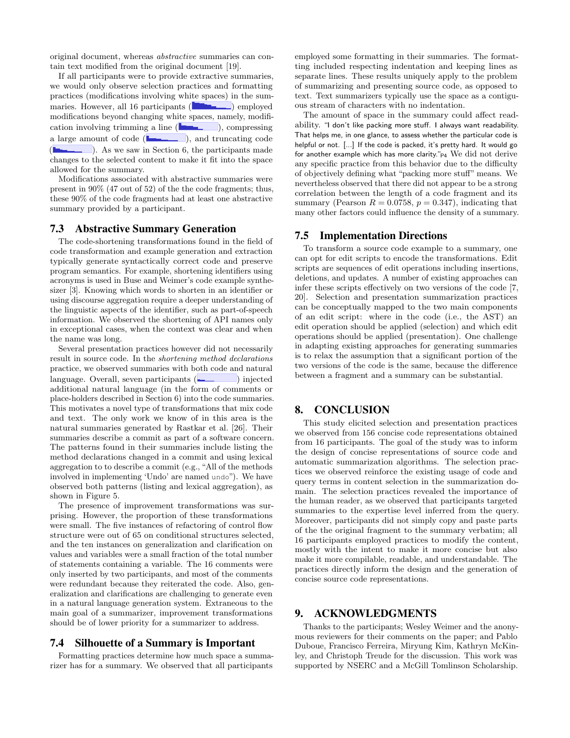original document, whereas *abstractive* summaries can contain text modified from the original document [19].

If all participants were to provide extractive summaries, we would only observe selection practices and formatting practices (modifications involving white spaces) in the summaries. However, all 16 participants ( ) employed modifications beyond changing white spaces, namely, modification involving trimming a line ( ), compressing a large amount of code ( ), and truncating code ( ). As we saw in Section 6, the participants made changes to the selected content to make it fit into the space allowed for the summary.

Modifications associated with abstractive summaries were present in 90% (47 out of 52) of the the code fragments; thus, these 90% of the code fragments had at least one abstractive summary provided by a participant.

## 7.3 Abstractive Summary Generation

The code-shortening transformations found in the field of code transformation and example generation and extraction typically generate syntactically correct code and preserve program semantics. For example, shortening identifiers using acronyms is used in Buse and Weimer's code example synthesizer [3]. Knowing which words to shorten in an identifier or using discourse aggregation require a deeper understanding of the linguistic aspects of the identifier, such as part-of-speech information. We observed the shortening of API names only in exceptional cases, when the context was clear and when the name was long.

Several presentation practices however did not necessarily result in source code. In the *shortening method declarations* practice, we observed summaries with both code and natural language. Overall, seven participants ( ) injected additional natural language (in the form of comments or place-holders described in Section 6) into the code summaries. This motivates a novel type of transformations that mix code and text. The only work we know of in this area is the natural summaries generated by Rastkar et al. [26]. Their summaries describe a commit as part of a software concern. The patterns found in their summaries include listing the method declarations changed in a commit and using lexical aggregation to to describe a commit (e.g., "All of the methods involved in implementing 'Undo' are named `undo`"). We have observed both patterns (listing and lexical aggregation), as shown in Figure 5.

The presence of improvement transformations was surprising. However, the proportion of these transformations were small. The five instances of refactoring of control flow structure were out of 65 on conditional structures selected, and the ten instances on generalization and clarification on values and variables were a small fraction of the total number of statements containing a variable. The 16 comments were only inserted by two participants, and most of the comments were redundant because they reiterated the code. Also, generalization and clarifications are challenging to generate even in a natural language generation system. Extraneous to the main goal of a summarizer, improvement transformations should be of lower priority for a summarizer to address.

## 7.4 Silhouette of a Summary is Important

Formatting practices determine how much space a summarizer has for a summary. We observed that all participants employed some formatting in their summaries. The formatting included respecting indentation and keeping lines as separate lines. These results uniquely apply to the problem of summarizing and presenting source code, as opposed to text. Text summarizers typically use the space as a contiguous stream of characters with no indentation.

The amount of space in the summary could affect readability. "I don't like packing more stuff. I always want readability. That helps me, in one glance, to assess whether the particular code is helpful or not. [...] If the code is packed, it's pretty hard. It would go for another example which has more clarity."$_{P4}$ We did not derive any specific practice from this behavior due to the difficulty of objectively defining what "packing more stuff" means. We nevertheless observed that there did not appear to be a strong correlation between the length of a code fragment and its summary (Pearson $R = 0.0758$, $p = 0.347$), indicating that many other factors could influence the density of a summary.

## 7.5 Implementation Directions

To transform a source code example to a summary, one can opt for edit scripts to encode the transformations. Edit scripts are sequences of edit operations including insertions, deletions, and updates. A number of existing approaches can infer these scripts effectively on two versions of the code [7, 20]. Selection and presentation summarization practices can be conceptually mapped to the two main components of an edit script: where in the code (i.e., the AST) an edit operation should be applied (selection) and which edit operations should be applied (presentation). One challenge in adapting existing approaches for generating summaries is to relax the assumption that a significant portion of the two versions of the code is the same, because the difference between a fragment and a summary can be substantial.

# 8. CONCLUSION

This study elicited selection and presentation practices we observed from 156 concise code representations obtained from 16 participants. The goal of the study was to inform the design of concise representations of source code and automatic summarization algorithms. The selection practices we observed reinforce the existing usage of code and query terms in content selection in the summarization domain. The selection practices revealed the importance of the human reader, as we observed that participants targeted summaries to the expertise level inferred from the query. Moreover, participants did not simply copy and paste parts of the the original fragment to the summary verbatim; all 16 participants employed practices to modify the content, mostly with the intent to make it more concise but also make it more compilable, readable, and understandable. The practices directly inform the design and the generation of concise source code representations.

# 9. ACKNOWLEDGMENTS

Thanks to the participants; Wesley Weimer and the anonymous reviewers for their comments on the paper; and Pablo Duboue, Francisco Ferreira, Miryung Kim, Kathryn McKinley, and Christoph Treude for the discussion. This work was supported by NSERC and a McGill Tomlinson Scholarship.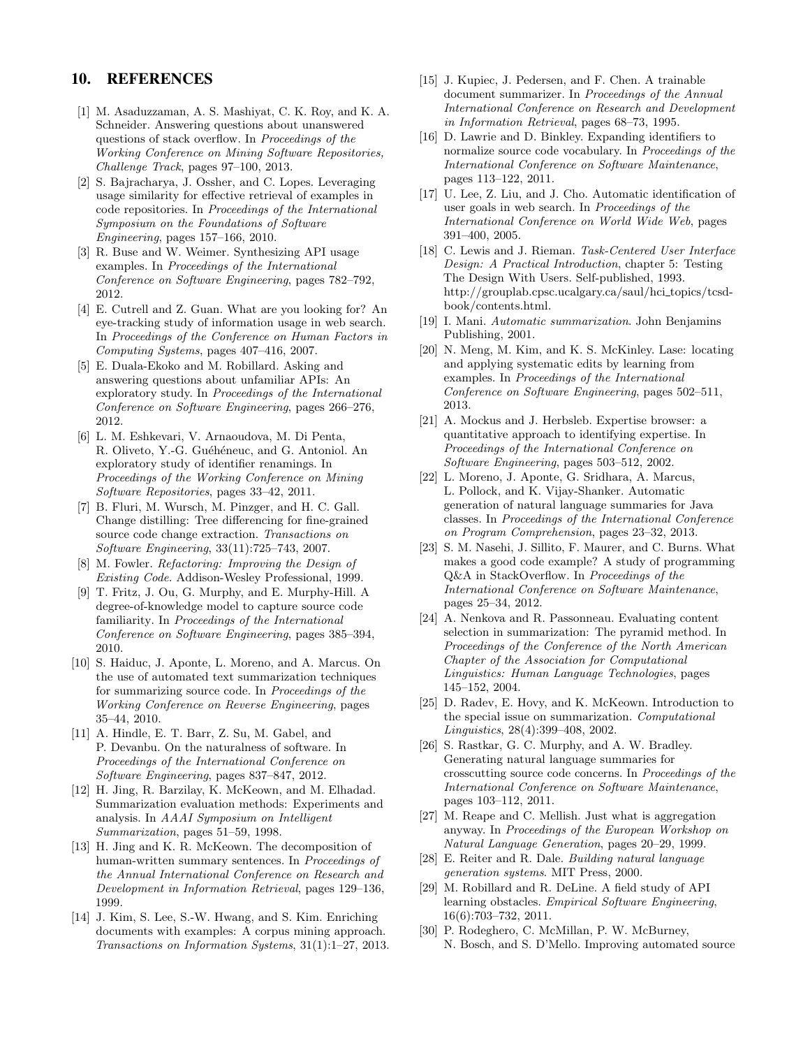## 10. REFERENCES

[1] M. Asaduzzaman, A. S. Mashiyat, C. K. Roy, and K. A. Schneider. Answering questions about unanswered questions of stack overflow. In *Proceedings of the Working Conference on Mining Software Repositories, Challenge Track*, pages 97–100, 2013.

[2] S. Bajracharya, J. Ossher, and C. Lopes. Leveraging usage similarity for effective retrieval of examples in code repositories. In *Proceedings of the International Symposium on the Foundations of Software Engineering*, pages 157–166, 2010.

[3] R. Buse and W. Weimer. Synthesizing API usage examples. In *Proceedings of the International Conference on Software Engineering*, pages 782–792, 2012.

[4] E. Cutrell and Z. Guan. What are you looking for? An eye-tracking study of information usage in web search. In *Proceedings of the Conference on Human Factors in Computing Systems*, pages 407–416, 2007.

[5] E. Duala-Ekoko and M. Robillard. Asking and answering questions about unfamiliar APIs: An exploratory study. In *Proceedings of the International Conference on Software Engineering*, pages 266–276, 2012.

[6] L. M. Eshkevari, V. Arnaoudova, M. Di Penta, R. Oliveto, Y.-G. Guéhéneuc, and G. Antoniol. An exploratory study of identifier renamings. In *Proceedings of the Working Conference on Mining Software Repositories*, pages 33–42, 2011.

[7] B. Fluri, M. Wursch, M. Pinzger, and H. C. Gall. Change distilling: Tree differencing for fine-grained source code change extraction. *Transactions on Software Engineering*, 33(11):725–743, 2007.

[8] M. Fowler. *Refactoring: Improving the Design of Existing Code*. Addison-Wesley Professional, 1999.

[9] T. Fritz, J. Ou, G. Murphy, and E. Murphy-Hill. A degree-of-knowledge model to capture source code familiarity. In *Proceedings of the International Conference on Software Engineering*, pages 385–394, 2010.

[10] S. Haiduc, J. Aponte, L. Moreno, and A. Marcus. On the use of automated text summarization techniques for summarizing source code. In *Proceedings of the Working Conference on Reverse Engineering*, pages 35–44, 2010.

[11] A. Hindle, E. T. Barr, Z. Su, M. Gabel, and P. Devanbu. On the naturalness of software. In *Proceedings of the International Conference on Software Engineering*, pages 837–847, 2012.

[12] H. Jing, R. Barzilay, K. McKeown, and M. Elhadad. Summarization evaluation methods: Experiments and analysis. In *AAAI Symposium on Intelligent Summarization*, pages 51–59, 1998.

[13] H. Jing and K. R. McKeown. The decomposition of human-written summary sentences. In *Proceedings of the Annual International Conference on Research and Development in Information Retrieval*, pages 129–136, 1999.

[14] J. Kim, S. Lee, S.-W. Hwang, and S. Kim. Enriching documents with examples: A corpus mining approach. *Transactions on Information Systems*, 31(1):1–27, 2013.

[15] J. Kupiec, J. Pedersen, and F. Chen. A trainable document summarizer. In *Proceedings of the Annual International Conference on Research and Development in Information Retrieval*, pages 68–73, 1995.

[16] D. Lawrie and D. Binkley. Expanding identifiers to normalize source code vocabulary. In *Proceedings of the International Conference on Software Maintenance*, pages 113–122, 2011.

[17] U. Lee, Z. Liu, and J. Cho. Automatic identification of user goals in web search. In *Proceedings of the International Conference on World Wide Web*, pages 391–400, 2005.

[18] C. Lewis and J. Rieman. *Task-Centered User Interface Design: A Practical Introduction*, chapter 5: Testing The Design With Users. Self-published, 1993. http://grouplab.cpsc.ucalgary.ca/saul/hci_topics/tcsd-book/contents.html.

[19] I. Mani. *Automatic summarization*. John Benjamins Publishing, 2001.

[20] N. Meng, M. Kim, and K. S. McKinley. Lase: locating and applying systematic edits by learning from examples. In *Proceedings of the International Conference on Software Engineering*, pages 502–511, 2013.

[21] A. Mockus and J. Herbsleb. Expertise browser: a quantitative approach to identifying expertise. In *Proceedings of the International Conference on Software Engineering*, pages 503–512, 2002.

[22] L. Moreno, J. Aponte, G. Sridhara, A. Marcus, L. Pollock, and K. Vijay-Shanker. Automatic generation of natural language summaries for Java classes. In *Proceedings of the International Conference on Program Comprehension*, pages 23–32, 2013.

[23] S. M. Nasehi, J. Sillito, F. Maurer, and C. Burns. What makes a good code example? A study of programming Q&A in StackOverflow. In *Proceedings of the International Conference on Software Maintenance*, pages 25–34, 2012.

[24] A. Nenkova and R. Passonneau. Evaluating content selection in summarization: The pyramid method. In *Proceedings of the Conference of the North American Chapter of the Association for Computational Linguistics: Human Language Technologies*, pages 145–152, 2004.

[25] D. Radev, E. Hovy, and K. McKeown. Introduction to the special issue on summarization. *Computational Linguistics*, 28(4):399–408, 2002.

[26] S. Rastkar, G. C. Murphy, and A. W. Bradley. Generating natural language summaries for crosscutting source code concerns. In *Proceedings of the International Conference on Software Maintenance*, pages 103–112, 2011.

[27] M. Reape and C. Mellish. Just what is aggregation anyway. In *Proceedings of the European Workshop on Natural Language Generation*, pages 20–29, 1999.

[28] E. Reiter and R. Dale. *Building natural language generation systems*. MIT Press, 2000.

[29] M. Robillard and R. DeLine. A field study of API learning obstacles. *Empirical Software Engineering*, 16(6):703–732, 2011.

[30] P. Rodeghero, C. McMillan, P. W. McBurney, N. Bosch, and S. D'Mello. Improving automated source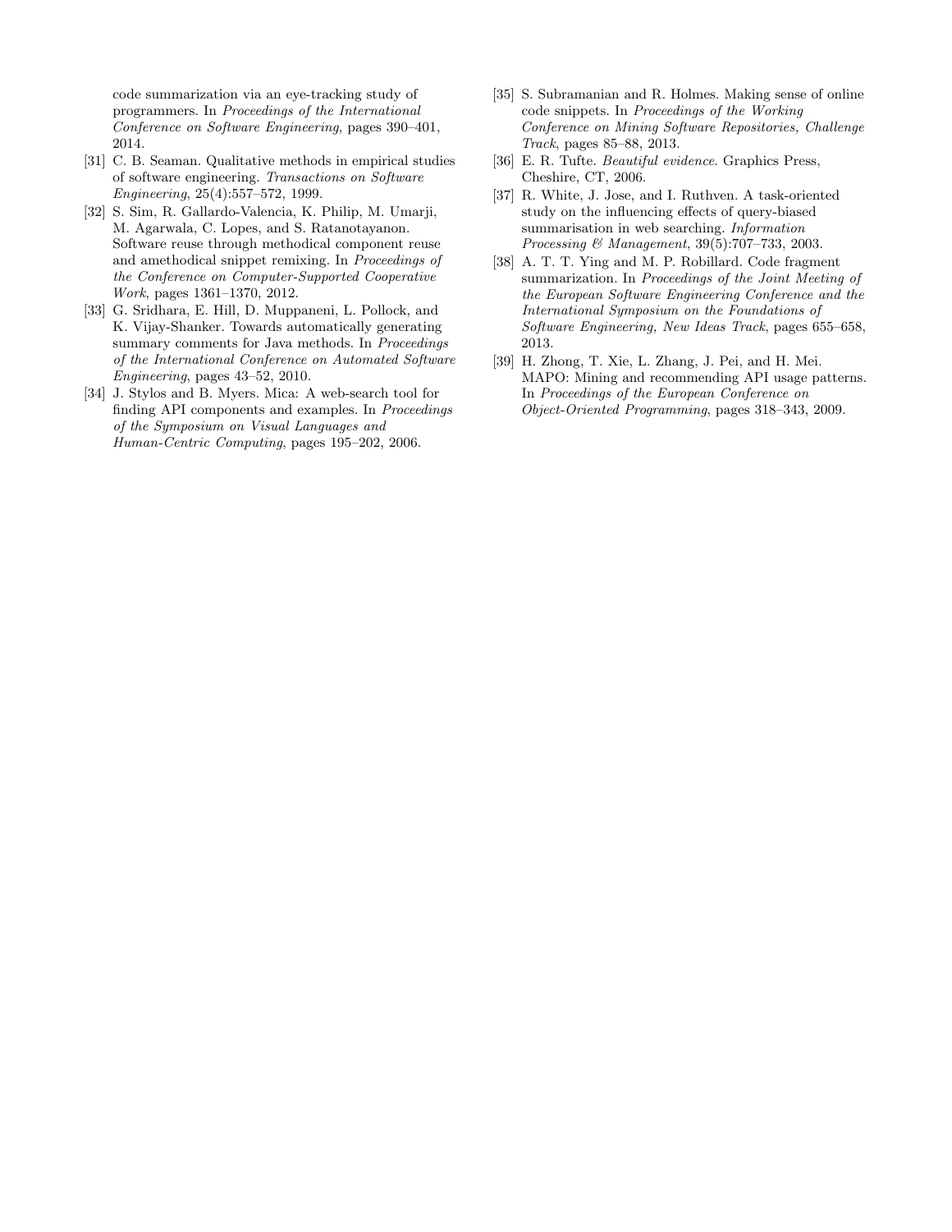code summarization via an eye-tracking study of programmers. In *Proceedings of the International Conference on Software Engineering*, pages 390–401, 2014.

[31] C. B. Seaman. Qualitative methods in empirical studies of software engineering. *Transactions on Software Engineering*, 25(4):557–572, 1999.

[32] S. Sim, R. Gallardo-Valencia, K. Philip, M. Umarji, M. Agarwala, C. Lopes, and S. Ratanotayanon. Software reuse through methodical component reuse and amethodical snippet remixing. In *Proceedings of the Conference on Computer-Supported Cooperative Work*, pages 1361–1370, 2012.

[33] G. Sridhara, E. Hill, D. Muppaneni, L. Pollock, and K. Vijay-Shanker. Towards automatically generating summary comments for Java methods. In *Proceedings of the International Conference on Automated Software Engineering*, pages 43–52, 2010.

[34] J. Stylos and B. Myers. Mica: A web-search tool for finding API components and examples. In *Proceedings of the Symposium on Visual Languages and Human-Centric Computing*, pages 195–202, 2006.

[35] S. Subramanian and R. Holmes. Making sense of online code snippets. In *Proceedings of the Working Conference on Mining Software Repositories, Challenge Track*, pages 85–88, 2013.

[36] E. R. Tufte. *Beautiful evidence*. Graphics Press, Cheshire, CT, 2006.

[37] R. White, J. Jose, and I. Ruthven. A task-oriented study on the influencing effects of query-biased summarisation in web searching. *Information Processing & Management*, 39(5):707–733, 2003.

[38] A. T. T. Ying and M. P. Robillard. Code fragment summarization. In *Proceedings of the Joint Meeting of the European Software Engineering Conference and the International Symposium on the Foundations of Software Engineering, New Ideas Track*, pages 655–658, 2013.

[39] H. Zhong, T. Xie, L. Zhang, J. Pei, and H. Mei. MAPO: Mining and recommending API usage patterns. In *Proceedings of the European Conference on Object-Oriented Programming*, pages 318–343, 2009.